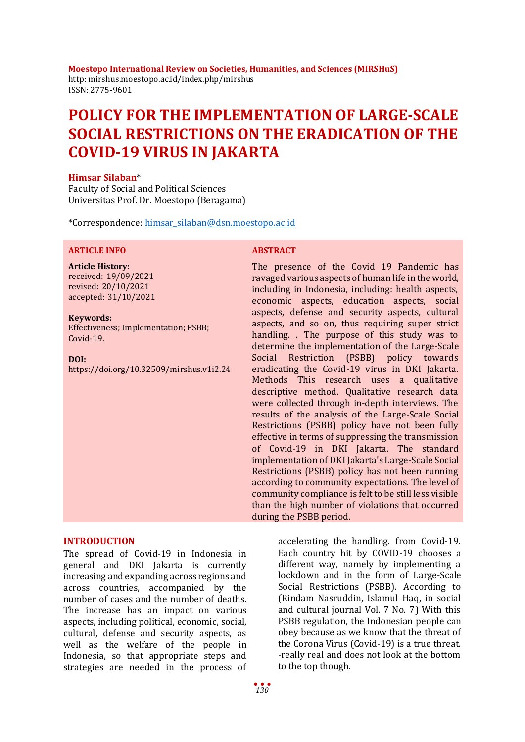**Moestopo International Review on Societies, Humanities, and Sciences (MIRSHuS)**
http: mirshus.moestopo.ac.id/index.php/mirshus
ISSN: 2775-9601

# POLICY FOR THE IMPLEMENTATION OF LARGE-SCALE SOCIAL RESTRICTIONS ON THE ERADICATION OF THE COVID-19 VIRUS IN JAKARTA

**Himsar Silaban***
Faculty of Social and Political Sciences
Universitas Prof. Dr. Moestopo (Beragama)

*Correspondence: himsar_silaban@dsn.moestopo.ac.id

**ARTICLE INFO**

**Article History:**
received: 19/09/2021
revised: 20/10/2021
accepted: 31/10/2021

**Keywords:**
Effectiveness; Implementation; PSBB; Covid-19.

**DOI:**
https://doi.org/10.32509/mirshus.v1i2.24

**ABSTRACT**

The presence of the Covid 19 Pandemic has ravaged various aspects of human life in the world, including in Indonesia, including: health aspects, economic aspects, education aspects, social aspects, defense and security aspects, cultural aspects, and so on, thus requiring super strict handling. . The purpose of this study was to determine the implementation of the Large-Scale Social Restriction (PSBB) policy towards eradicating the Covid-19 virus in DKI Jakarta. Methods This research uses a qualitative descriptive method. Qualitative research data were collected through in-depth interviews. The results of the analysis of the Large-Scale Social Restrictions (PSBB) policy have not been fully effective in terms of suppressing the transmission of Covid-19 in DKI Jakarta. The standard implementation of DKI Jakarta's Large-Scale Social Restrictions (PSBB) policy has not been running according to community expectations. The level of community compliance is felt to be still less visible than the high number of violations that occurred during the PSBB period.

## INTRODUCTION

The spread of Covid-19 in Indonesia in general and DKI Jakarta is currently increasing and expanding across regions and across countries, accompanied by the number of cases and the number of deaths. The increase has an impact on various aspects, including political, economic, social, cultural, defense and security aspects, as well as the welfare of the people in Indonesia, so that appropriate steps and strategies are needed in the process of accelerating the handling. from Covid-19. Each country hit by COVID-19 chooses a different way, namely by implementing a lockdown and in the form of Large-Scale Social Restrictions (PSBB). According to (Rindam Nasruddin, Islamul Haq, in social and cultural journal Vol. 7 No. 7) With this PSBB regulation, the Indonesian people can obey because as we know that the threat of the Corona Virus (Covid-19) is a true threat. -really real and does not look at the bottom to the top though.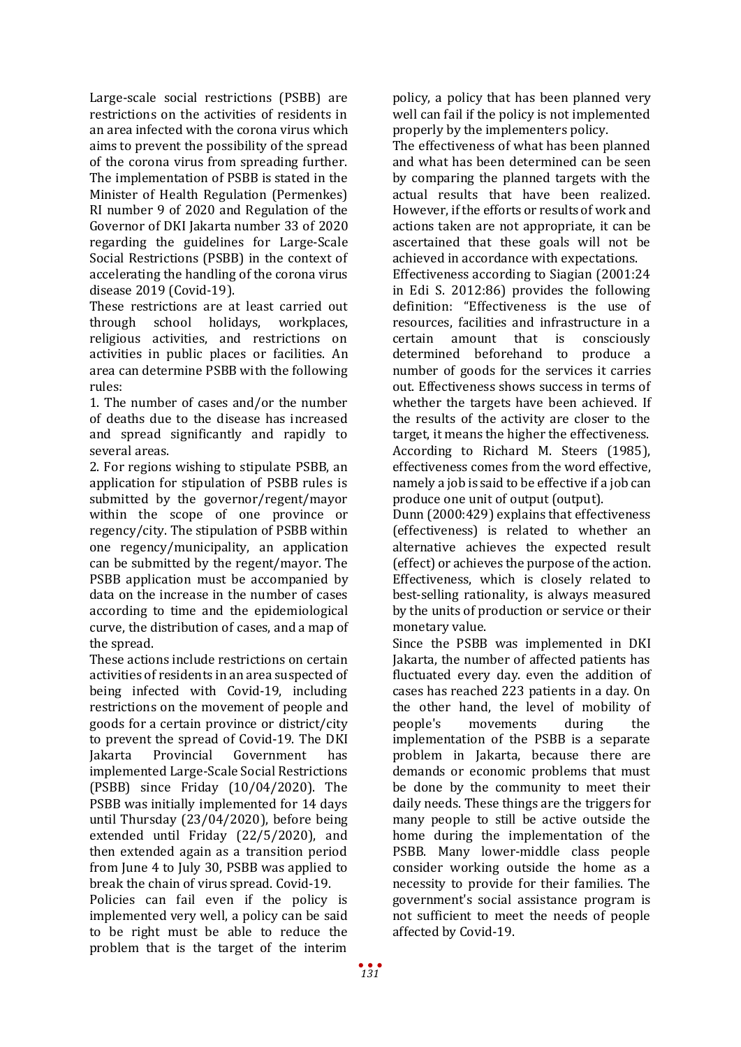Large-scale social restrictions (PSBB) are restrictions on the activities of residents in an area infected with the corona virus which aims to prevent the possibility of the spread of the corona virus from spreading further. The implementation of PSBB is stated in the Minister of Health Regulation (Permenkes) RI number 9 of 2020 and Regulation of the Governor of DKI Jakarta number 33 of 2020 regarding the guidelines for Large-Scale Social Restrictions (PSBB) in the context of accelerating the handling of the corona virus disease 2019 (Covid-19).

These restrictions are at least carried out through school holidays, workplaces, religious activities, and restrictions on activities in public places or facilities. An area can determine PSBB with the following rules:

1. The number of cases and/or the number of deaths due to the disease has increased and spread significantly and rapidly to several areas.
2. For regions wishing to stipulate PSBB, an application for stipulation of PSBB rules is submitted by the governor/regent/mayor within the scope of one province or regency/city. The stipulation of PSBB within one regency/municipality, an application can be submitted by the regent/mayor. The PSBB application must be accompanied by data on the increase in the number of cases according to time and the epidemiological curve, the distribution of cases, and a map of the spread.

These actions include restrictions on certain activities of residents in an area suspected of being infected with Covid-19, including restrictions on the movement of people and goods for a certain province or district/city to prevent the spread of Covid-19. The DKI Jakarta Provincial Government has implemented Large-Scale Social Restrictions (PSBB) since Friday (10/04/2020). The PSBB was initially implemented for 14 days until Thursday (23/04/2020), before being extended until Friday (22/5/2020), and then extended again as a transition period from June 4 to July 30, PSBB was applied to break the chain of virus spread. Covid-19.

Policies can fail even if the policy is implemented very well, a policy can be said to be right must be able to reduce the problem that is the target of the interim policy, a policy that has been planned very well can fail if the policy is not implemented properly by the implementers policy.

The effectiveness of what has been planned and what has been determined can be seen by comparing the planned targets with the actual results that have been realized. However, if the efforts or results of work and actions taken are not appropriate, it can be ascertained that these goals will not be achieved in accordance with expectations.

Effectiveness according to Siagian (2001:24 in Edi S. 2012:86) provides the following definition: "Effectiveness is the use of resources, facilities and infrastructure in a certain amount that is consciously determined beforehand to produce a number of goods for the services it carries out. Effectiveness shows success in terms of whether the targets have been achieved. If the results of the activity are closer to the target, it means the higher the effectiveness. According to Richard M. Steers (1985), effectiveness comes from the word effective, namely a job is said to be effective if a job can produce one unit of output (output).

Dunn (2000:429) explains that effectiveness (effectiveness) is related to whether an alternative achieves the expected result (effect) or achieves the purpose of the action. Effectiveness, which is closely related to best-selling rationality, is always measured by the units of production or service or their monetary value.

Since the PSBB was implemented in DKI Jakarta, the number of affected patients has fluctuated every day. even the addition of cases has reached 223 patients in a day. On the other hand, the level of mobility of people's movements during the implementation of the PSBB is a separate problem in Jakarta, because there are demands or economic problems that must be done by the community to meet their daily needs. These things are the triggers for many people to still be active outside the home during the implementation of the PSBB. Many lower-middle class people consider working outside the home as a necessity to provide for their families. The government's social assistance program is not sufficient to meet the needs of people affected by Covid-19.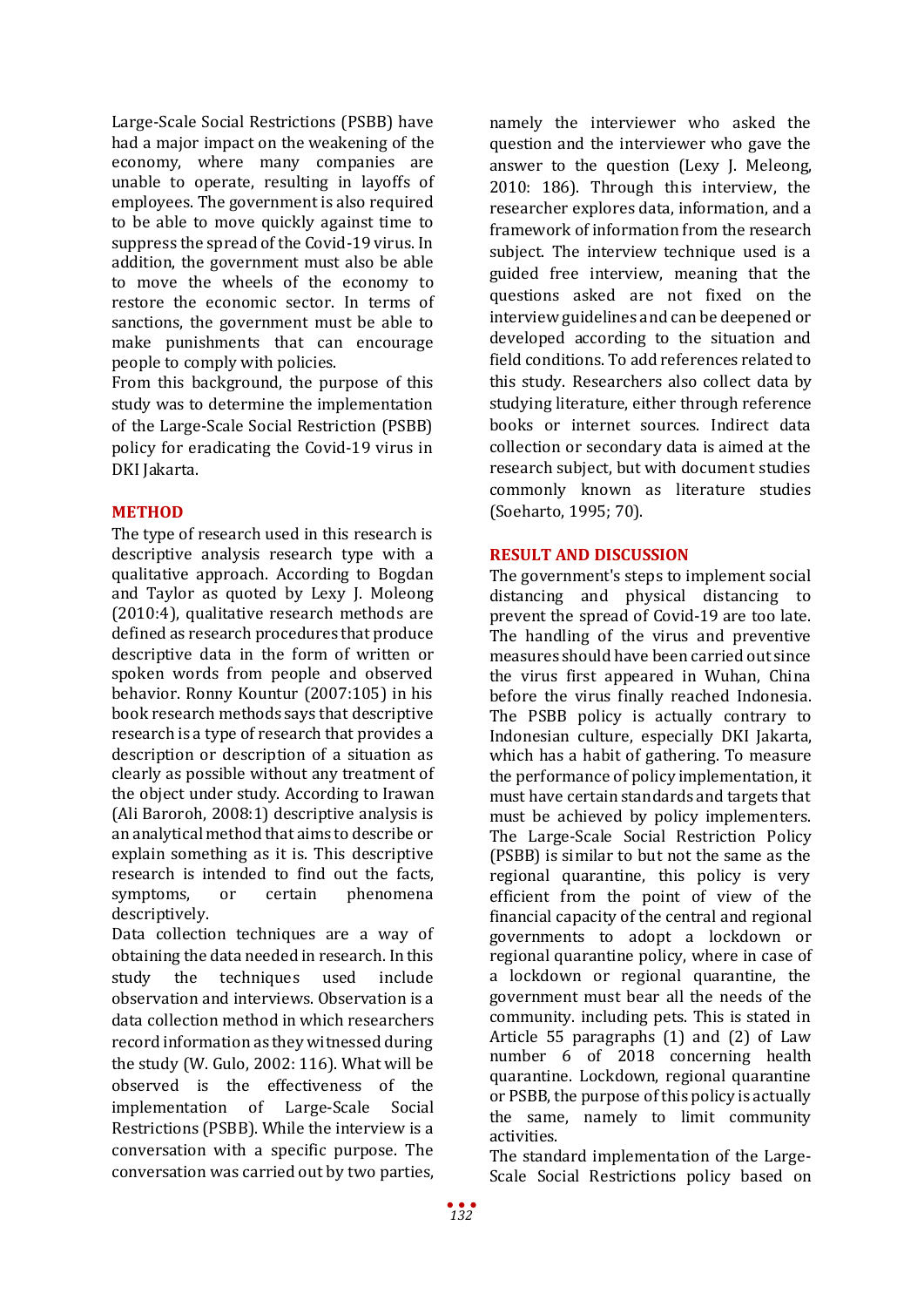Large-Scale Social Restrictions (PSBB) have had a major impact on the weakening of the economy, where many companies are unable to operate, resulting in layoffs of employees. The government is also required to be able to move quickly against time to suppress the spread of the Covid-19 virus. In addition, the government must also be able to move the wheels of the economy to restore the economic sector. In terms of sanctions, the government must be able to make punishments that can encourage people to comply with policies.

From this background, the purpose of this study was to determine the implementation of the Large-Scale Social Restriction (PSBB) policy for eradicating the Covid-19 virus in DKI Jakarta.

## METHOD

The type of research used in this research is descriptive analysis research type with a qualitative approach. According to Bogdan and Taylor as quoted by Lexy J. Moleong (2010:4), qualitative research methods are defined as research procedures that produce descriptive data in the form of written or spoken words from people and observed behavior. Ronny Kountur (2007:105) in his book research methods says that descriptive research is a type of research that provides a description or description of a situation as clearly as possible without any treatment of the object under study. According to Irawan (Ali Baroroh, 2008:1) descriptive analysis is an analytical method that aims to describe or explain something as it is. This descriptive research is intended to find out the facts, symptoms, or certain phenomena descriptively.

Data collection techniques are a way of obtaining the data needed in research. In this study the techniques used include observation and interviews. Observation is a data collection method in which researchers record information as they witnessed during the study (W. Gulo, 2002: 116). What will be observed is the effectiveness of the implementation of Large-Scale Social Restrictions (PSBB). While the interview is a conversation with a specific purpose. The conversation was carried out by two parties, namely the interviewer who asked the question and the interviewer who gave the answer to the question (Lexy J. Meleong, 2010: 186). Through this interview, the researcher explores data, information, and a framework of information from the research subject. The interview technique used is a guided free interview, meaning that the questions asked are not fixed on the interview guidelines and can be deepened or developed according to the situation and field conditions. To add references related to this study. Researchers also collect data by studying literature, either through reference books or internet sources. Indirect data collection or secondary data is aimed at the research subject, but with document studies commonly known as literature studies (Soeharto, 1995; 70).

## RESULT AND DISCUSSION

The government's steps to implement social distancing and physical distancing to prevent the spread of Covid-19 are too late. The handling of the virus and preventive measures should have been carried out since the virus first appeared in Wuhan, China before the virus finally reached Indonesia. The PSBB policy is actually contrary to Indonesian culture, especially DKI Jakarta, which has a habit of gathering. To measure the performance of policy implementation, it must have certain standards and targets that must be achieved by policy implementers. The Large-Scale Social Restriction Policy (PSBB) is similar to but not the same as the regional quarantine, this policy is very efficient from the point of view of the financial capacity of the central and regional governments to adopt a lockdown or regional quarantine policy, where in case of a lockdown or regional quarantine, the government must bear all the needs of the community. including pets. This is stated in Article 55 paragraphs (1) and (2) of Law number 6 of 2018 concerning health quarantine. Lockdown, regional quarantine or PSBB, the purpose of this policy is actually the same, namely to limit community activities.

The standard implementation of the Large-Scale Social Restrictions policy based on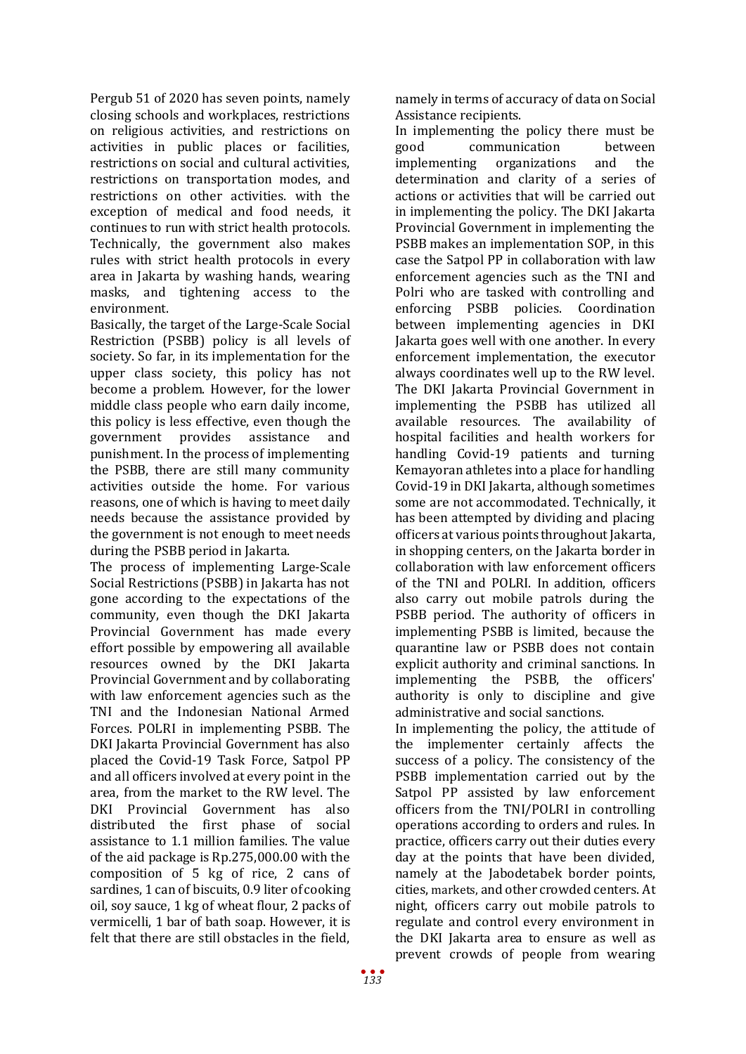Pergub 51 of 2020 has seven points, namely closing schools and workplaces, restrictions on religious activities, and restrictions on activities in public places or facilities, restrictions on social and cultural activities, restrictions on transportation modes, and restrictions on other activities. with the exception of medical and food needs, it continues to run with strict health protocols. Technically, the government also makes rules with strict health protocols in every area in Jakarta by washing hands, wearing masks, and tightening access to the environment.

Basically, the target of the Large-Scale Social Restriction (PSBB) policy is all levels of society. So far, in its implementation for the upper class society, this policy has not become a problem. However, for the lower middle class people who earn daily income, this policy is less effective, even though the government provides assistance and punishment. In the process of implementing the PSBB, there are still many community activities outside the home. For various reasons, one of which is having to meet daily needs because the assistance provided by the government is not enough to meet needs during the PSBB period in Jakarta.

The process of implementing Large-Scale Social Restrictions (PSBB) in Jakarta has not gone according to the expectations of the community, even though the DKI Jakarta Provincial Government has made every effort possible by empowering all available resources owned by the DKI Jakarta Provincial Government and by collaborating with law enforcement agencies such as the TNI and the Indonesian National Armed Forces. POLRI in implementing PSBB. The DKI Jakarta Provincial Government has also placed the Covid-19 Task Force, Satpol PP and all officers involved at every point in the area, from the market to the RW level. The DKI Provincial Government has also distributed the first phase of social assistance to 1.1 million families. The value of the aid package is Rp.275,000.00 with the composition of 5 kg of rice, 2 cans of sardines, 1 can of biscuits, 0.9 liter of cooking oil, soy sauce, 1 kg of wheat flour, 2 packs of vermicelli, 1 bar of bath soap. However, it is felt that there are still obstacles in the field, namely in terms of accuracy of data on Social Assistance recipients.

In implementing the policy there must be good communication between implementing organizations and the determination and clarity of a series of actions or activities that will be carried out in implementing the policy. The DKI Jakarta Provincial Government in implementing the PSBB makes an implementation SOP, in this case the Satpol PP in collaboration with law enforcement agencies such as the TNI and Polri who are tasked with controlling and enforcing PSBB policies. Coordination between implementing agencies in DKI Jakarta goes well with one another. In every enforcement implementation, the executor always coordinates well up to the RW level. The DKI Jakarta Provincial Government in implementing the PSBB has utilized all available resources. The availability of hospital facilities and health workers for handling Covid-19 patients and turning Kemayoran athletes into a place for handling Covid-19 in DKI Jakarta, although sometimes some are not accommodated. Technically, it has been attempted by dividing and placing officers at various points throughout Jakarta, in shopping centers, on the Jakarta border in collaboration with law enforcement officers of the TNI and POLRI. In addition, officers also carry out mobile patrols during the PSBB period. The authority of officers in implementing PSBB is limited, because the quarantine law or PSBB does not contain explicit authority and criminal sanctions. In implementing the PSBB, the officers' authority is only to discipline and give administrative and social sanctions.

In implementing the policy, the attitude of the implementer certainly affects the success of a policy. The consistency of the PSBB implementation carried out by the Satpol PP assisted by law enforcement officers from the TNI/POLRI in controlling operations according to orders and rules. In practice, officers carry out their duties every day at the points that have been divided, namely at the Jabodetabek border points, cities, markets, and other crowded centers. At night, officers carry out mobile patrols to regulate and control every environment in the DKI Jakarta area to ensure as well as prevent crowds of people from wearing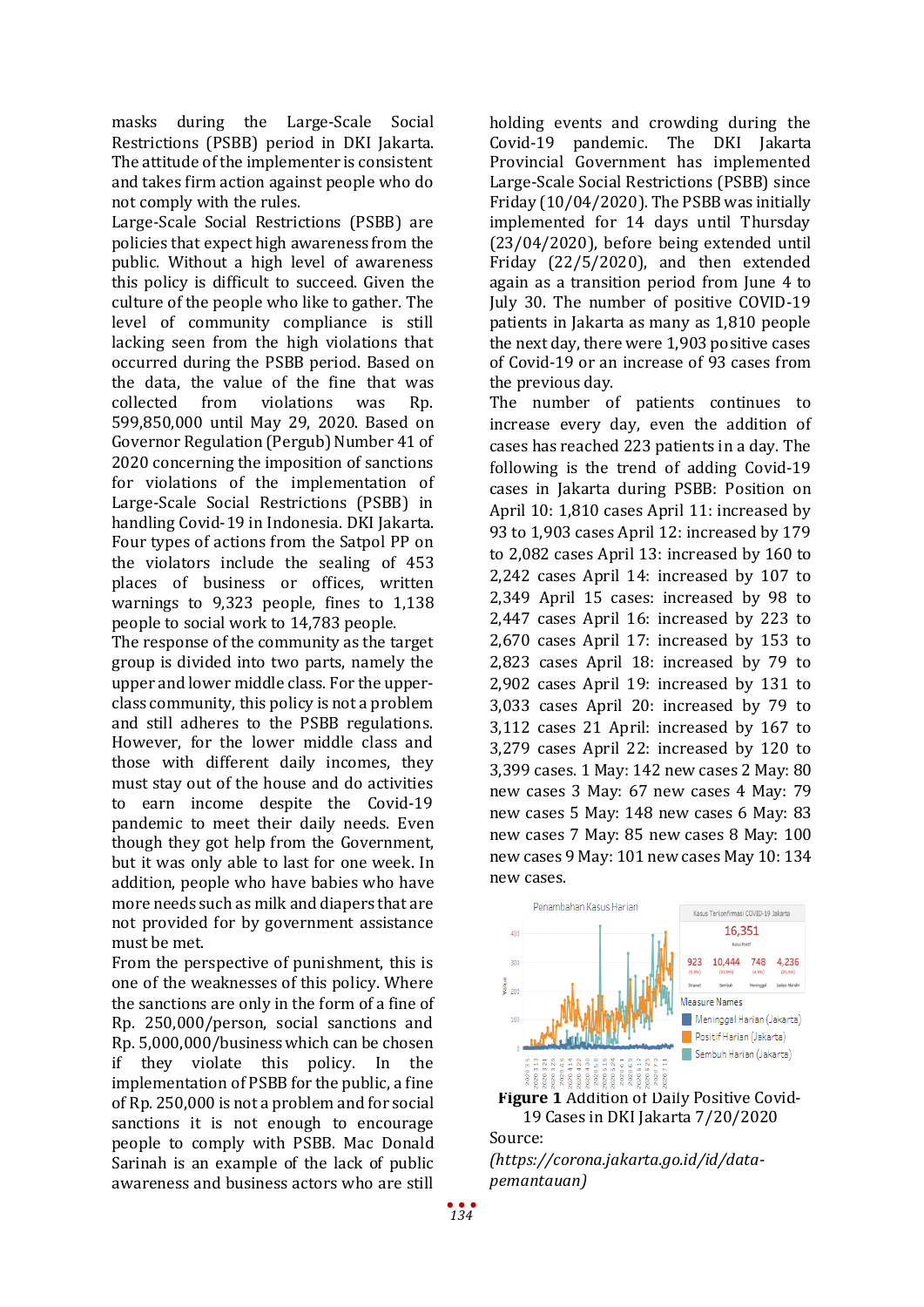masks during the Large-Scale Social Restrictions (PSBB) period in DKI Jakarta. The attitude of the implementer is consistent and takes firm action against people who do not comply with the rules.

Large-Scale Social Restrictions (PSBB) are policies that expect high awareness from the public. Without a high level of awareness this policy is difficult to succeed. Given the culture of the people who like to gather. The level of community compliance is still lacking seen from the high violations that occurred during the PSBB period. Based on the data, the value of the fine that was collected from violations was Rp. 599,850,000 until May 29, 2020. Based on Governor Regulation (Pergub) Number 41 of 2020 concerning the imposition of sanctions for violations of the implementation of Large-Scale Social Restrictions (PSBB) in handling Covid-19 in Indonesia. DKI Jakarta. Four types of actions from the Satpol PP on the violators include the sealing of 453 places of business or offices, written warnings to 9,323 people, fines to 1,138 people to social work to 14,783 people.

The response of the community as the target group is divided into two parts, namely the upper and lower middle class. For the upper-class community, this policy is not a problem and still adheres to the PSBB regulations. However, for the lower middle class and those with different daily incomes, they must stay out of the house and do activities to earn income despite the Covid-19 pandemic to meet their daily needs. Even though they got help from the Government, but it was only able to last for one week. In addition, people who have babies who have more needs such as milk and diapers that are not provided for by government assistance must be met.

From the perspective of punishment, this is one of the weaknesses of this policy. Where the sanctions are only in the form of a fine of Rp. 250,000/person, social sanctions and Rp. 5,000,000/business which can be chosen if they violate this policy. In the implementation of PSBB for the public, a fine of Rp. 250,000 is not a problem and for social sanctions it is not enough to encourage people to comply with PSBB. Mac Donald Sarinah is an example of the lack of public awareness and business actors who are still holding events and crowding during the Covid-19 pandemic. The DKI Jakarta Provincial Government has implemented Large-Scale Social Restrictions (PSBB) since Friday (10/04/2020). The PSBB was initially implemented for 14 days until Thursday (23/04/2020), before being extended until Friday (22/5/2020), and then extended again as a transition period from June 4 to July 30. The number of positive COVID-19 patients in Jakarta as many as 1,810 people the next day, there were 1,903 positive cases of Covid-19 or an increase of 93 cases from the previous day.

The number of patients continues to increase every day, even the addition of cases has reached 223 patients in a day. The following is the trend of adding Covid-19 cases in Jakarta during PSBB: Position on April 10: 1,810 cases April 11: increased by 93 to 1,903 cases April 12: increased by 179 to 2,082 cases April 13: increased by 160 to 2,242 cases April 14: increased by 107 to 2,349 April 15 cases: increased by 98 to 2,447 cases April 16: increased by 223 to 2,670 cases April 17: increased by 153 to 2,823 cases April 18: increased by 79 to 2,902 cases April 19: increased by 131 to 3,033 cases April 20: increased by 79 to 3,112 cases 21 April: increased by 167 to 3,279 cases April 22: increased by 120 to 3,399 cases. 1 May: 142 new cases 2 May: 80 new cases 3 May: 67 new cases 4 May: 79 new cases 5 May: 148 new cases 6 May: 83 new cases 7 May: 85 new cases 8 May: 100 new cases 9 May: 101 new cases May 10: 134 new cases.

**Figure 1** Addition of Daily Positive Covid-19 Cases in DKI Jakarta 7/20/2020

Source: *(https://corona.jakarta.go.id/id/data-pemantauan)*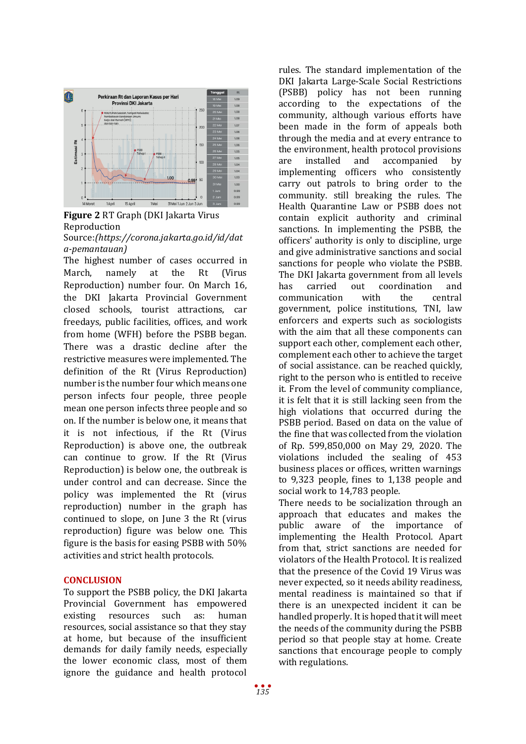**Figure 2** RT Graph (DKI Jakarta Virus Reproduction

Source:*(https://corona.jakarta.go.id/id/data-pemantauan)*

The highest number of cases occurred in March, namely at the Rt (Virus Reproduction) number four. On March 16, the DKI Jakarta Provincial Government closed schools, tourist attractions, car freedays, public facilities, offices, and work from home (WFH) before the PSBB began. There was a drastic decline after the restrictive measures were implemented. The definition of the Rt (Virus Reproduction) number is the number four which means one person infects four people, three people mean one person infects three people and so on. If the number is below one, it means that it is not infectious, if the Rt (Virus Reproduction) is above one, the outbreak can continue to grow. If the Rt (Virus Reproduction) is below one, the outbreak is under control and can decrease. Since the policy was implemented the Rt (virus reproduction) number in the graph has continued to slope, on June 3 the Rt (virus reproduction) figure was below one. This figure is the basis for easing PSBB with 50% activities and strict health protocols.

## CONCLUSION

To support the PSBB policy, the DKI Jakarta Provincial Government has empowered existing resources such as: human resources, social assistance so that they stay at home, but because of the insufficient demands for daily family needs, especially the lower economic class, most of them ignore the guidance and health protocol rules. The standard implementation of the DKI Jakarta Large-Scale Social Restrictions (PSBB) policy has not been running according to the expectations of the community, although various efforts have been made in the form of appeals both through the media and at every entrance to the environment, health protocol provisions are installed and accompanied by implementing officers who consistently carry out patrols to bring order to the community. still breaking the rules. The Health Quarantine Law or PSBB does not contain explicit authority and criminal sanctions. In implementing the PSBB, the officers' authority is only to discipline, urge and give administrative sanctions and social sanctions for people who violate the PSBB. The DKI Jakarta government from all levels has carried out coordination and communication with the central government, police institutions, TNI, law enforcers and experts such as sociologists with the aim that all these components can support each other, complement each other, complement each other to achieve the target of social assistance. can be reached quickly, right to the person who is entitled to receive it. From the level of community compliance, it is felt that it is still lacking seen from the high violations that occurred during the PSBB period. Based on data on the value of the fine that was collected from the violation of Rp. 599,850,000 on May 29, 2020. The violations included the sealing of 453 business places or offices, written warnings to 9,323 people, fines to 1,138 people and social work to 14,783 people.

There needs to be socialization through an approach that educates and makes the public aware of the importance of implementing the Health Protocol. Apart from that, strict sanctions are needed for violators of the Health Protocol. It is realized that the presence of the Covid 19 Virus was never expected, so it needs ability readiness, mental readiness is maintained so that if there is an unexpected incident it can be handled properly. It is hoped that it will meet the needs of the community during the PSBB period so that people stay at home. Create sanctions that encourage people to comply with regulations.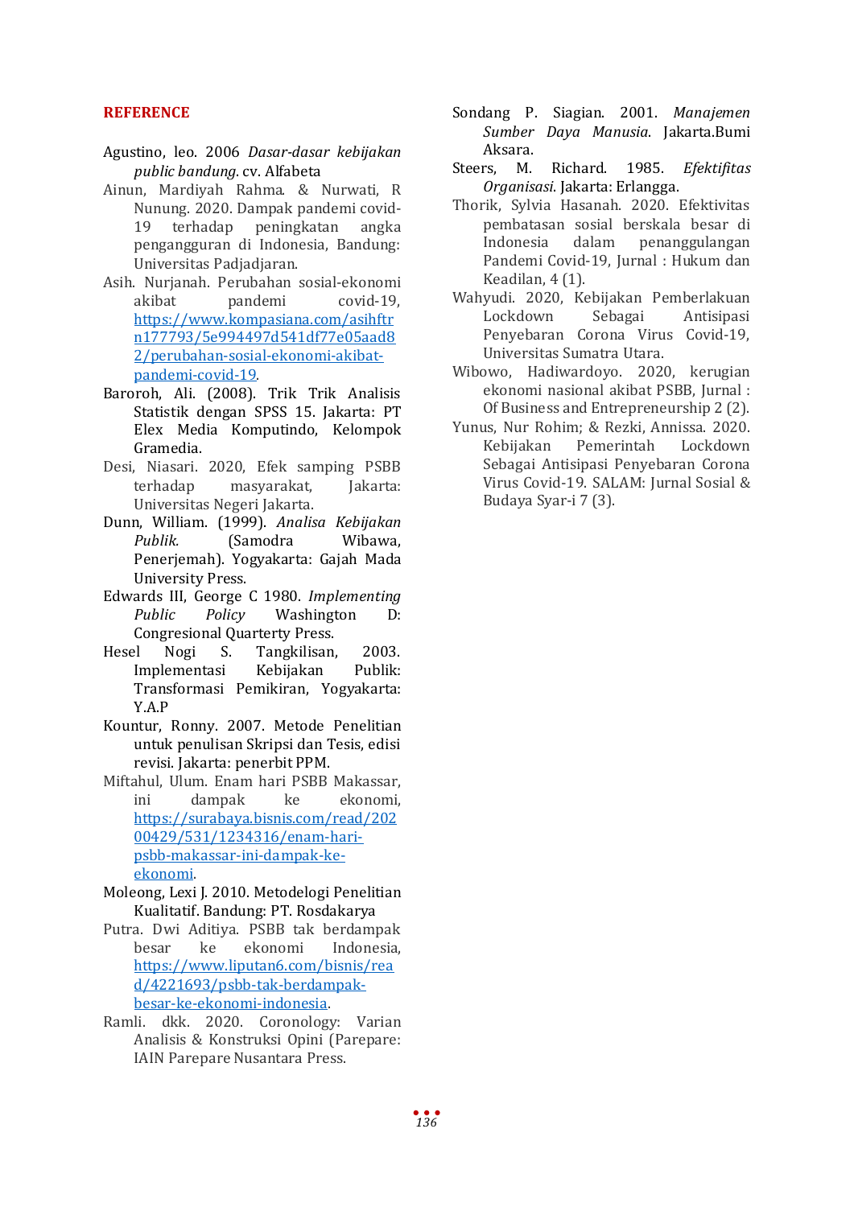## REFERENCE

Agustino, leo. 2006 *Dasar-dasar kebijakan public bandung*. cv. Alfabeta

Ainun, Mardiyah Rahma. & Nurwati, R Nunung. 2020. Dampak pandemi covid-19 terhadap peningkatan angka pengangguran di Indonesia, Bandung: Universitas Padjadjaran.

Asih. Nurjanah. Perubahan sosial-ekonomi akibat pandemi covid-19, [https://www.kompasiana.com/asihftrn177793/5e994497d541df77e05aad82/perubahan-sosial-ekonomi-akibat-pandemi-covid-19](https://www.kompasiana.com/asihftrn177793/5e994497d541df77e05aad82/perubahan-sosial-ekonomi-akibat-pandemi-covid-19).

Baroroh, Ali. (2008). Trik Trik Analisis Statistik dengan SPSS 15. Jakarta: PT Elex Media Komputindo, Kelompok Gramedia.

Desi, Niasari. 2020, Efek samping PSBB terhadap masyarakat, Jakarta: Universitas Negeri Jakarta.

Dunn, William. (1999). *Analisa Kebijakan Publik.* (Samodra Wibawa, Penerjemah). Yogyakarta: Gajah Mada University Press.

Edwards III, George C 1980. *Implementing Public Policy* Washington D: Congresional Quarterty Press.

Hesel Nogi S. Tangkilisan, 2003. Implementasi Kebijakan Publik: Transformasi Pemikiran, Yogyakarta: Y.A.P

Kountur, Ronny. 2007. Metode Penelitian untuk penulisan Skripsi dan Tesis, edisi revisi. Jakarta: penerbit PPM.

Miftahul, Ulum. Enam hari PSBB Makassar, ini dampak ke ekonomi, [https://surabaya.bisnis.com/read/20200429/531/1234316/enam-hari-psbb-makassar-ini-dampak-ke-ekonomi](https://surabaya.bisnis.com/read/20200429/531/1234316/enam-hari-psbb-makassar-ini-dampak-ke-ekonomi).

Moleong, Lexi J. 2010. Metodelogi Penelitian Kualitatif. Bandung: PT. Rosdakarya

Putra. Dwi Aditiya. PSBB tak berdampak besar ke ekonomi Indonesia, [https://www.liputan6.com/bisnis/read/4221693/psbb-tak-berdampak-besar-ke-ekonomi-indonesia](https://www.liputan6.com/bisnis/read/4221693/psbb-tak-berdampak-besar-ke-ekonomi-indonesia).

Ramli. dkk. 2020. Coronology: Varian Analisis & Konstruksi Opini (Parepare: IAIN Parepare Nusantara Press.

Sondang P. Siagian. 2001. *Manajemen Sumber Daya Manusia*. Jakarta.Bumi Aksara.

Steers, M. Richard. 1985. *Efektifitas Organisasi*. Jakarta: Erlangga.

Thorik, Sylvia Hasanah. 2020. Efektivitas pembatasan sosial berskala besar di Indonesia dalam penanggulangan Pandemi Covid-19, Jurnal : Hukum dan Keadilan, 4 (1).

Wahyudi. 2020, Kebijakan Pemberlakuan Lockdown Sebagai Antisipasi Penyebaran Corona Virus Covid-19, Universitas Sumatra Utara.

Wibowo, Hadiwardoyo. 2020, kerugian ekonomi nasional akibat PSBB, Jurnal : Of Business and Entrepreneurship 2 (2).

Yunus, Nur Rohim; & Rezki, Annissa. 2020. Kebijakan Pemerintah Lockdown Sebagai Antisipasi Penyebaran Corona Virus Covid-19. SALAM: Jurnal Sosial & Budaya Syar-i 7 (3).